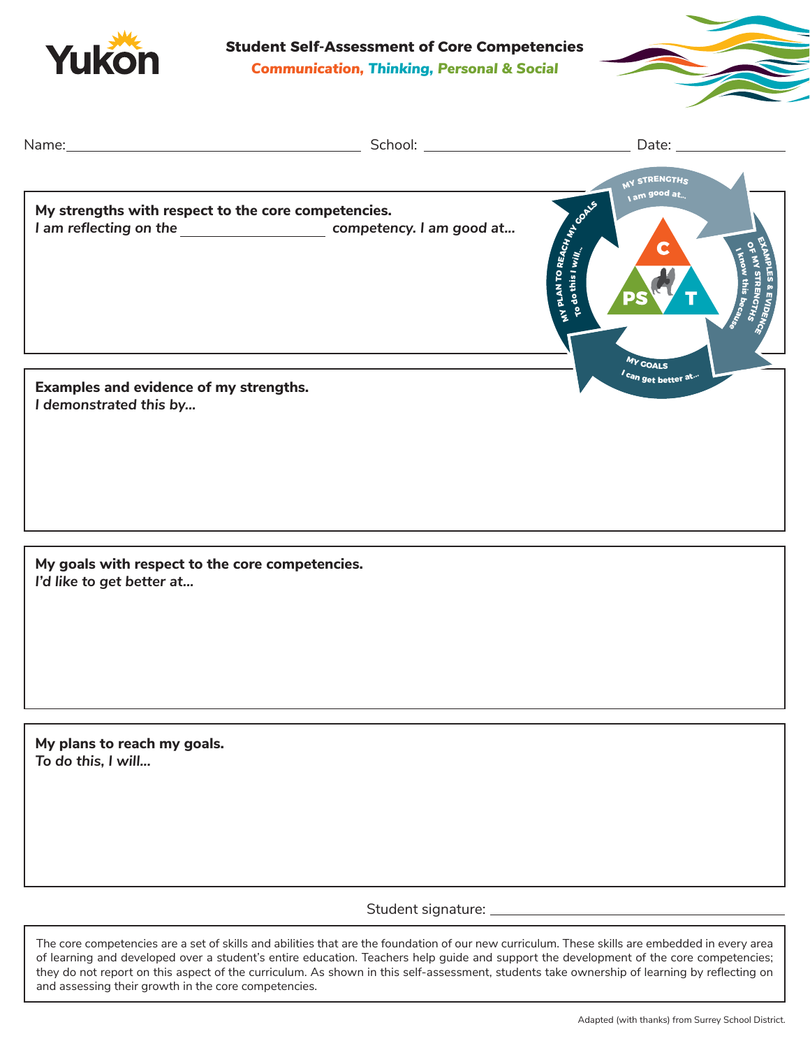Yukon

# Student Self-Assessment of Core Competencies

**Communication, Thinking, Personal & Social**

Name: ______________________ School: ______________________ Date: ______________

**My strengths with respect to the core competencies.**
***I am reflecting on the ______________ competency. I am good at...***

**Examples and evidence of my strengths.**
***I demonstrated this by...***

**My goals with respect to the core competencies.**
***I'd like to get better at...***

**My plans to reach my goals.**
***To do this, I will...***

Student signature: ______________________

The core competencies are a set of skills and abilities that are the foundation of our new curriculum. These skills are embedded in every area of learning and developed over a student's entire education. Teachers help guide and support the development of the core competencies; they do not report on this aspect of the curriculum. As shown in this self-assessment, students take ownership of learning by reflecting on and assessing their growth in the core competencies.

Adapted (with thanks) from Surrey School District.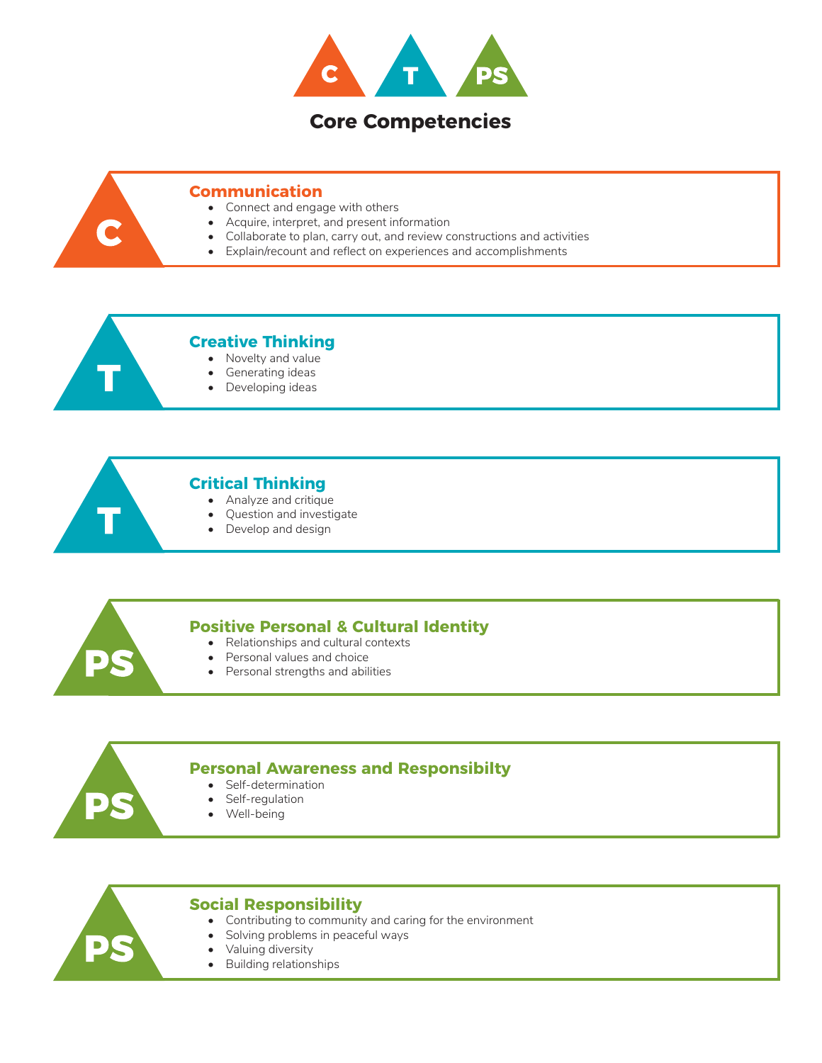C T PS

# Core Competencies

C

## Communication

- Connect and engage with others
- Acquire, interpret, and present information
- Collaborate to plan, carry out, and review constructions and activities
- Explain/recount and reflect on experiences and accomplishments

T

## Creative Thinking

- Novelty and value
- Generating ideas
- Developing ideas

T

## Critical Thinking

- Analyze and critique
- Question and investigate
- Develop and design

PS

## Positive Personal & Cultural Identity

- Relationships and cultural contexts
- Personal values and choice
- Personal strengths and abilities

PS

## Personal Awareness and Responsibilty

- Self-determination
- Self-regulation
- Well-being

PS

## Social Responsibility

- Contributing to community and caring for the environment
- Solving problems in peaceful ways
- Valuing diversity
- Building relationships